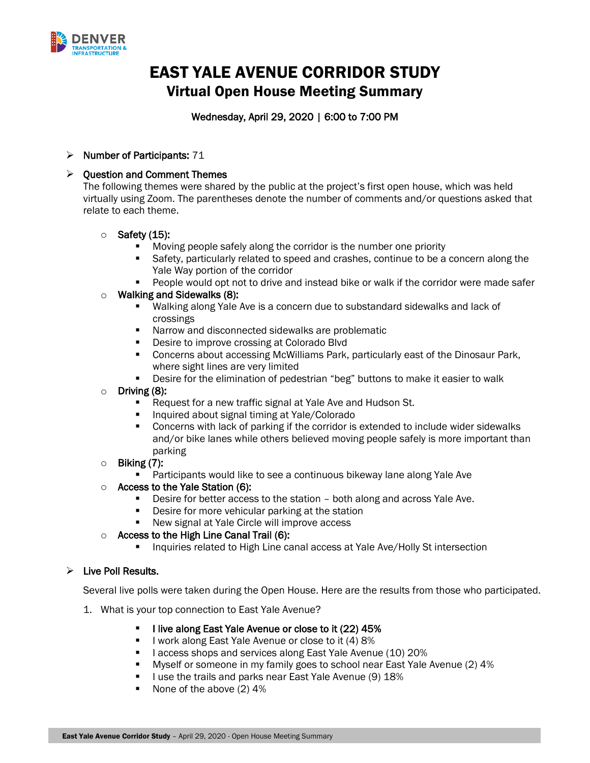# EAST YALE AVENUE CORRIDOR STUDY

## Virtual Open House Meeting Summary

Wednesday, April 29, 2020 | 6:00 to 7:00 PM

- **Number of Participants:** 71
- **Question and Comment Themes**

  The following themes were shared by the public at the project's first open house, which was held virtually using Zoom. The parentheses denote the number of comments and/or questions asked that relate to each theme.

  - **Safety (15):**
    - Moving people safely along the corridor is the number one priority
    - Safety, particularly related to speed and crashes, continue to be a concern along the Yale Way portion of the corridor
    - People would opt not to drive and instead bike or walk if the corridor were made safer
  - **Walking and Sidewalks (8):**
    - Walking along Yale Ave is a concern due to substandard sidewalks and lack of crossings
    - Narrow and disconnected sidewalks are problematic
    - Desire to improve crossing at Colorado Blvd
    - Concerns about accessing McWilliams Park, particularly east of the Dinosaur Park, where sight lines are very limited
    - Desire for the elimination of pedestrian "beg" buttons to make it easier to walk
  - **Driving (8):**
    - Request for a new traffic signal at Yale Ave and Hudson St.
    - Inquired about signal timing at Yale/Colorado
    - Concerns with lack of parking if the corridor is extended to include wider sidewalks and/or bike lanes while others believed moving people safely is more important than parking
  - **Biking (7):**
    - Participants would like to see a continuous bikeway lane along Yale Ave
  - **Access to the Yale Station (6):**
    - Desire for better access to the station – both along and across Yale Ave.
    - Desire for more vehicular parking at the station
    - New signal at Yale Circle will improve access
  - **Access to the High Line Canal Trail (6):**
    - Inquiries related to High Line canal access at Yale Ave/Holly St intersection

- **Live Poll Results.**

  Several live polls were taken during the Open House. Here are the results from those who participated.

  1. What is your top connection to East Yale Avenue?
     - **I live along East Yale Avenue or close to it (22) 45%**
     - I work along East Yale Avenue or close to it (4) 8%
     - I access shops and services along East Yale Avenue (10) 20%
     - Myself or someone in my family goes to school near East Yale Avenue (2) 4%
     - I use the trails and parks near East Yale Avenue (9) 18%
     - None of the above (2) 4%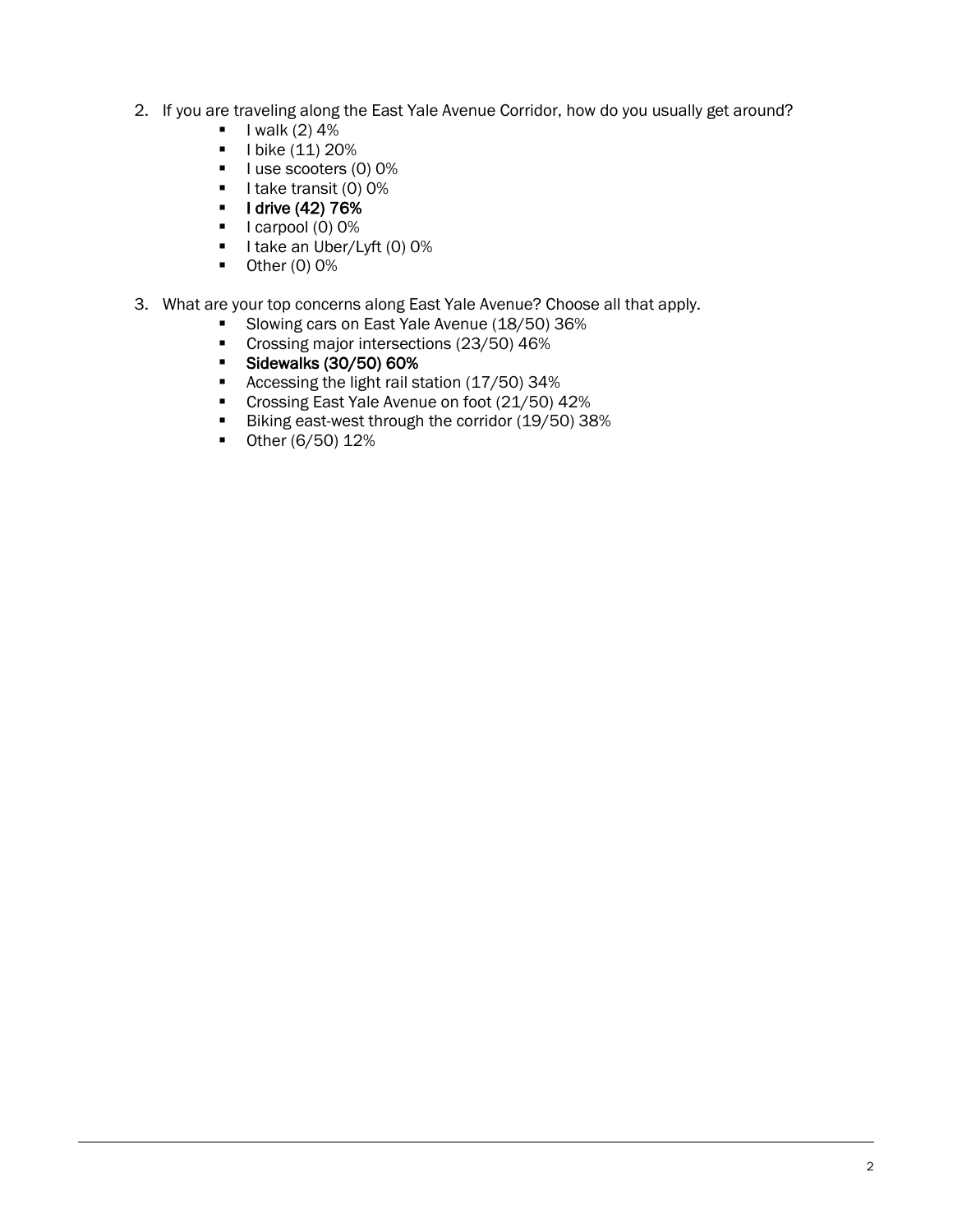2. If you are traveling along the East Yale Avenue Corridor, how do you usually get around?
    - I walk (2) 4%
    - I bike (11) 20%
    - I use scooters (0) 0%
    - I take transit (0) 0%
    - **I drive (42) 76%**
    - I carpool (0) 0%
    - I take an Uber/Lyft (0) 0%
    - Other (0) 0%

3. What are your top concerns along East Yale Avenue? Choose all that apply.
    - Slowing cars on East Yale Avenue (18/50) 36%
    - Crossing major intersections (23/50) 46%
    - **Sidewalks (30/50) 60%**
    - Accessing the light rail station (17/50) 34%
    - Crossing East Yale Avenue on foot (21/50) 42%
    - Biking east-west through the corridor (19/50) 38%
    - Other (6/50) 12%